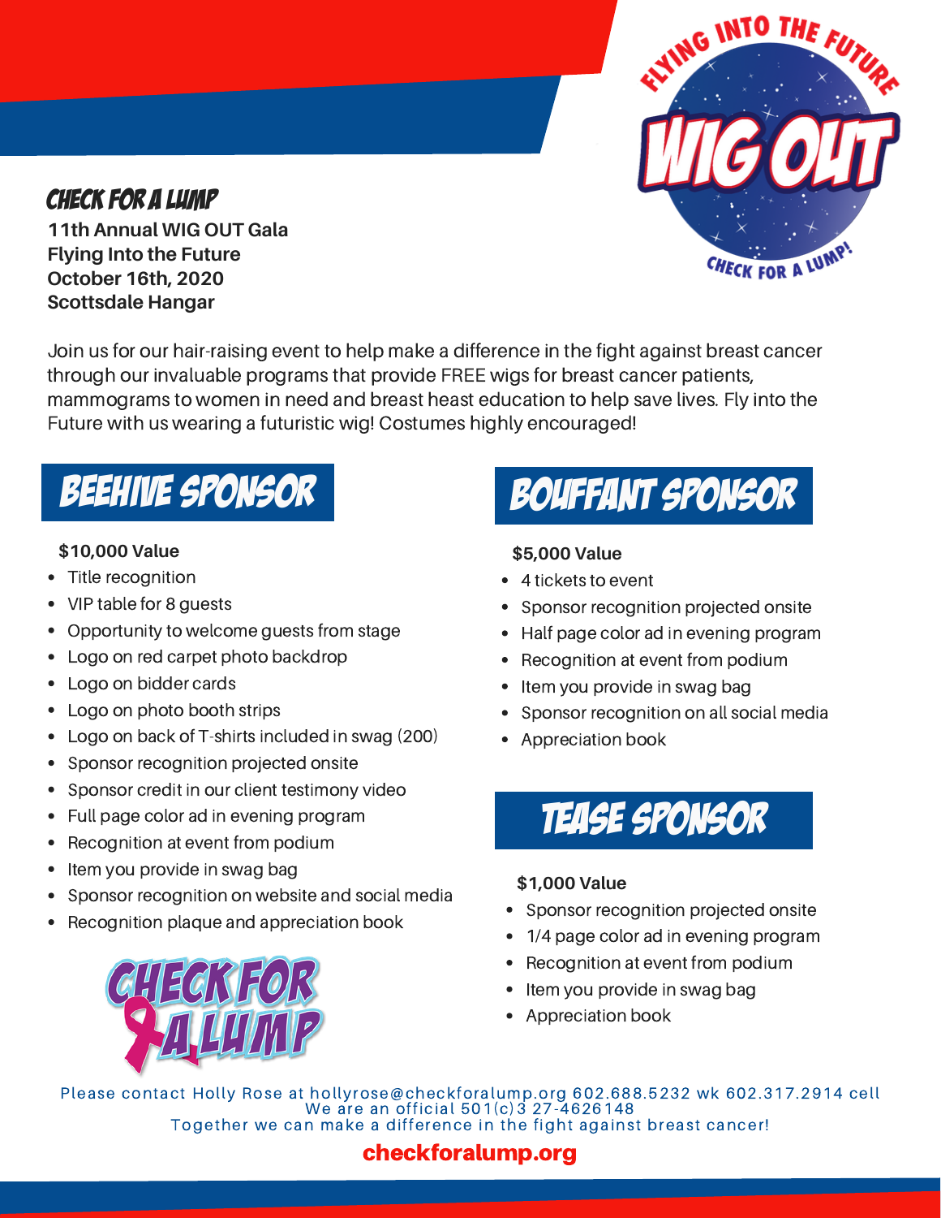**CHECK FOR A LUMP**

**11th Annual WIG OUT Gala**
**Flying Into the Future**
**October 16th, 2020**
**Scottsdale Hangar**

FLYING INTO THE FUTURE
WIG OUT
CHECK FOR A LUMP!

Join us for our hair-raising event to help make a difference in the fight against breast cancer through our invaluable programs that provide FREE wigs for breast cancer patients, mammograms to women in need and breast heast education to help save lives. Fly into the Future with us wearing a futuristic wig! Costumes highly encouraged!

## BEEHIVE SPONSOR

**$10,000 Value**

- Title recognition
- VIP table for 8 guests
- Opportunity to welcome guests from stage
- Logo on red carpet photo backdrop
- Logo on bidder cards
- Logo on photo booth strips
- Logo on back of T-shirts included in swag (200)
- Sponsor recognition projected onsite
- Sponsor credit in our client testimony video
- Full page color ad in evening program
- Recognition at event from podium
- Item you provide in swag bag
- Sponsor recognition on website and social media
- Recognition plaque and appreciation book

CHECK FOR A LUMP

## BOUFFANT SPONSOR

**$5,000 Value**

- 4 tickets to event
- Sponsor recognition projected onsite
- Half page color ad in evening program
- Recognition at event from podium
- Item you provide in swag bag
- Sponsor recognition on all social media
- Appreciation book

## TEASE SPONSOR

**$1,000 Value**

- Sponsor recognition projected onsite
- 1/4 page color ad in evening program
- Recognition at event from podium
- Item you provide in swag bag
- Appreciation book

Please contact Holly Rose at hollyrose@checkforalump.org 602.688.5232 wk 602.317.2914 cell
We are an official 501(c)3 27-4626148
Together we can make a difference in the fight against breast cancer!

**checkforalump.org**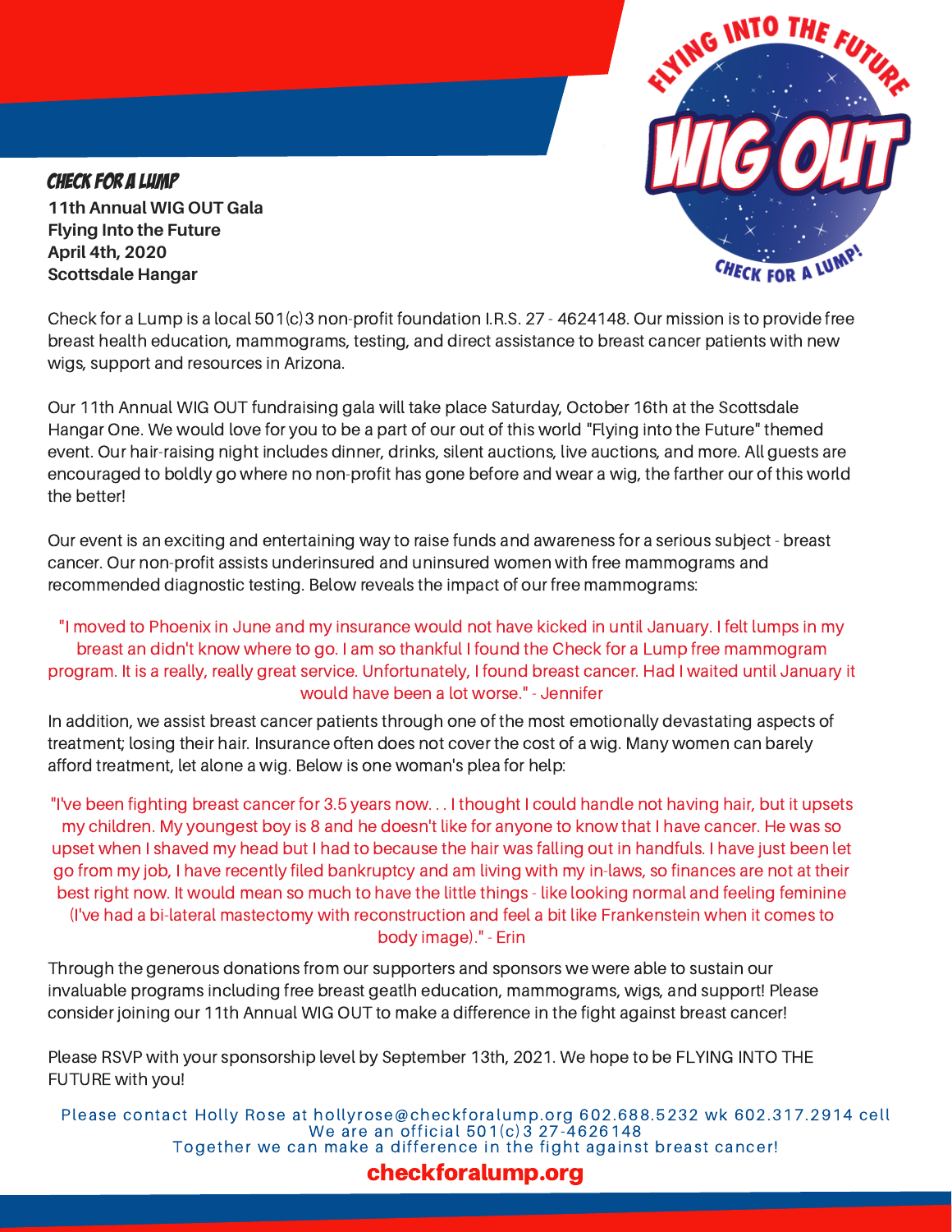## CHECK FOR A LUMP

**11th Annual WIG OUT Gala**
**Flying Into the Future**
**April 4th, 2020**
**Scottsdale Hangar**

FLYING INTO THE FUTURE
WIG OUT
CHECK FOR A LUMP!

Check for a Lump is a local 501(c)3 non-profit foundation I.R.S. 27 - 4624148. Our mission is to provide free breast health education, mammograms, testing, and direct assistance to breast cancer patients with new wigs, support and resources in Arizona.

Our 11th Annual WIG OUT fundraising gala will take place Saturday, October 16th at the Scottsdale Hangar One. We would love for you to be a part of our out of this world "Flying into the Future" themed event. Our hair-raising night includes dinner, drinks, silent auctions, live auctions, and more. All guests are encouraged to boldly go where no non-profit has gone before and wear a wig, the farther our of this world the better!

Our event is an exciting and entertaining way to raise funds and awareness for a serious subject - breast cancer. Our non-profit assists underinsured and uninsured women with free mammograms and recommended diagnostic testing. Below reveals the impact of our free mammograms:

"I moved to Phoenix in June and my insurance would not have kicked in until January. I felt lumps in my breast an didn't know where to go. I am so thankful I found the Check for a Lump free mammogram program. It is a really, really great service. Unfortunately, I found breast cancer. Had I waited until January it would have been a lot worse." - Jennifer

In addition, we assist breast cancer patients through one of the most emotionally devastating aspects of treatment; losing their hair. Insurance often does not cover the cost of a wig. Many women can barely afford treatment, let alone a wig. Below is one woman's plea for help:

"I've been fighting breast cancer for 3.5 years now. . . I thought I could handle not having hair, but it upsets my children. My youngest boy is 8 and he doesn't like for anyone to know that I have cancer. He was so upset when I shaved my head but I had to because the hair was falling out in handfuls. I have just been let go from my job, I have recently filed bankruptcy and am living with my in-laws, so finances are not at their best right now. It would mean so much to have the little things - like looking normal and feeling feminine (I've had a bi-lateral mastectomy with reconstruction and feel a bit like Frankenstein when it comes to body image)." - Erin

Through the generous donations from our supporters and sponsors we were able to sustain our invaluable programs including free breast geatlh education, mammograms, wigs, and support! Please consider joining our 11th Annual WIG OUT to make a difference in the fight against breast cancer!

Please RSVP with your sponsorship level by September 13th, 2021. We hope to be FLYING INTO THE FUTURE with you!

Please contact Holly Rose at hollyrose@checkforalump.org 602.688.5232 wk 602.317.2914 cell
We are an official 501(c)3 27-4626148
Together we can make a difference in the fight against breast cancer!

**checkforalump.org**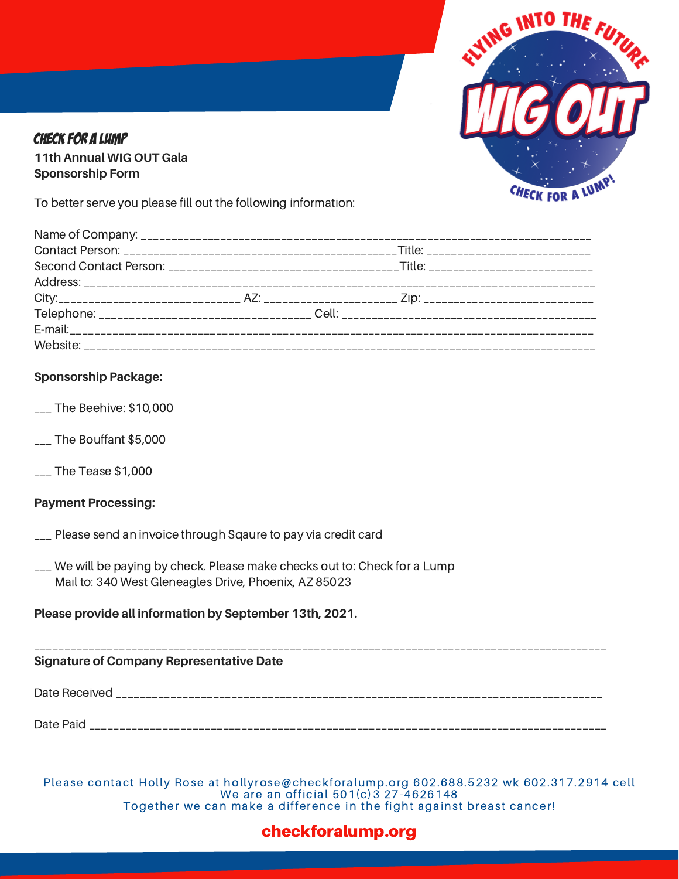CHECK FOR A LUMP

**11th Annual WIG OUT Gala**
**Sponsorship Form**

FLYING INTO THE FUTURE
WIG OUT
CHECK FOR A LUMP!

To better serve you please fill out the following information:

Name of Company: ___________________________________________________________________________
Contact Person: ______________________________________________Title: __________________________
Second Contact Person: ______________________________________Title: __________________________
Address: ____________________________________________________________________________________
City:____________________________ AZ: _______________________ Zip: ____________________________
Telephone: ____________________________________ Cell: ___________________________________________
E-mail:______________________________________________________________________________________
Website: ____________________________________________________________________________________

**Sponsorship Package:**

___ The Beehive: $10,000

___ The Bouffant $5,000

___ The Tease $1,000

**Payment Processing:**

___ Please send an invoice through Sqaure to pay via credit card

___ We will be paying by check. Please make checks out to: Check for a Lump
Mail to: 340 West Gleneagles Drive, Phoenix, AZ 85023

**Please provide all information by September 13th, 2021.**

_____________________________________________________________________________________________
**Signature of Company Representative Date**

Date Received ________________________________________________________________________________

Date Paid ____________________________________________________________________________________

Please contact Holly Rose at hollyrose@checkforalump.org 602.688.5232 wk 602.317.2914 cell
We are an official 501(c)3 27-4626148
Together we can make a difference in the fight against breast cancer!

checkforalump.org